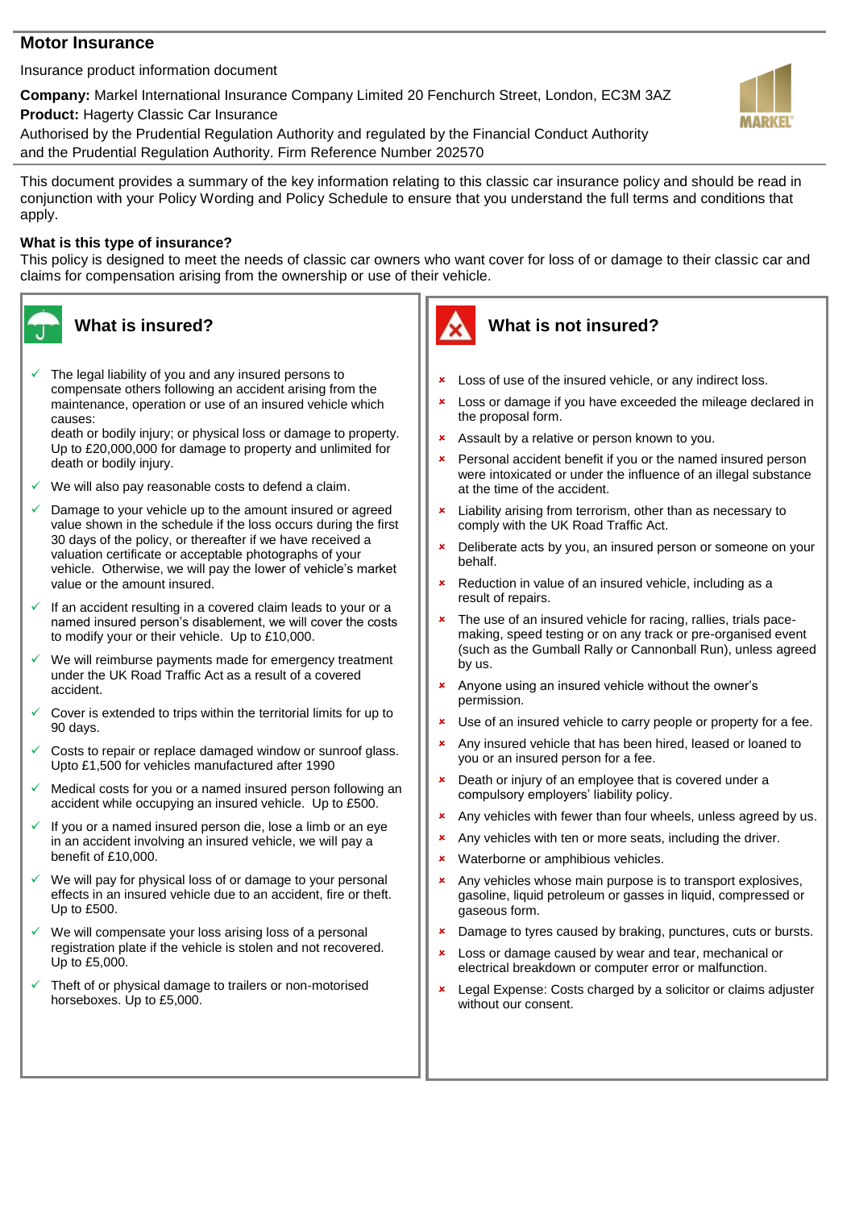# Motor Insurance

Insurance product information document

**Company:** Markel International Insurance Company Limited 20 Fenchurch Street, London, EC3M 3AZ
**Product:** Hagerty Classic Car Insurance
Authorised by the Prudential Regulation Authority and regulated by the Financial Conduct Authority and the Prudential Regulation Authority. Firm Reference Number 202570

This document provides a summary of the key information relating to this classic car insurance policy and should be read in conjunction with your Policy Wording and Policy Schedule to ensure that you understand the full terms and conditions that apply.

**What is this type of insurance?**
This policy is designed to meet the needs of classic car owners who want cover for loss of or damage to their classic car and claims for compensation arising from the ownership or use of their vehicle.

## What is insured?

- ✓ The legal liability of you and any insured persons to compensate others following an accident arising from the maintenance, operation or use of an insured vehicle which causes:
  death or bodily injury; or physical loss or damage to property. Up to £20,000,000 for damage to property and unlimited for death or bodily injury.
- ✓ We will also pay reasonable costs to defend a claim.
- ✓ Damage to your vehicle up to the amount insured or agreed value shown in the schedule if the loss occurs during the first 30 days of the policy, or thereafter if we have received a valuation certificate or acceptable photographs of your vehicle. Otherwise, we will pay the lower of vehicle's market value or the amount insured.
- ✓ If an accident resulting in a covered claim leads to your or a named insured person's disablement, we will cover the costs to modify your or their vehicle. Up to £10,000.
- ✓ We will reimburse payments made for emergency treatment under the UK Road Traffic Act as a result of a covered accident.
- ✓ Cover is extended to trips within the territorial limits for up to 90 days.
- ✓ Costs to repair or replace damaged window or sunroof glass. Upto £1,500 for vehicles manufactured after 1990
- ✓ Medical costs for you or a named insured person following an accident while occupying an insured vehicle. Up to £500.
- ✓ If you or a named insured person die, lose a limb or an eye in an accident involving an insured vehicle, we will pay a benefit of £10,000.
- ✓ We will pay for physical loss of or damage to your personal effects in an insured vehicle due to an accident, fire or theft. Up to £500.
- ✓ We will compensate your loss arising loss of a personal registration plate if the vehicle is stolen and not recovered. Up to £5,000.
- ✓ Theft of or physical damage to trailers or non-motorised horseboxes. Up to £5,000.

## What is not insured?

- × Loss of use of the insured vehicle, or any indirect loss.
- × Loss or damage if you have exceeded the mileage declared in the proposal form.
- × Assault by a relative or person known to you.
- × Personal accident benefit if you or the named insured person were intoxicated or under the influence of an illegal substance at the time of the accident.
- × Liability arising from terrorism, other than as necessary to comply with the UK Road Traffic Act.
- × Deliberate acts by you, an insured person or someone on your behalf.
- × Reduction in value of an insured vehicle, including as a result of repairs.
- × The use of an insured vehicle for racing, rallies, trials pace-making, speed testing or on any track or pre-organised event (such as the Gumball Rally or Cannonball Run), unless agreed by us.
- × Anyone using an insured vehicle without the owner's permission.
- × Use of an insured vehicle to carry people or property for a fee.
- × Any insured vehicle that has been hired, leased or loaned to you or an insured person for a fee.
- × Death or injury of an employee that is covered under a compulsory employers' liability policy.
- × Any vehicles with fewer than four wheels, unless agreed by us.
- × Any vehicles with ten or more seats, including the driver.
- × Waterborne or amphibious vehicles.
- × Any vehicles whose main purpose is to transport explosives, gasoline, liquid petroleum or gasses in liquid, compressed or gaseous form.
- × Damage to tyres caused by braking, punctures, cuts or bursts.
- × Loss or damage caused by wear and tear, mechanical or electrical breakdown or computer error or malfunction.
- × Legal Expense: Costs charged by a solicitor or claims adjuster without our consent.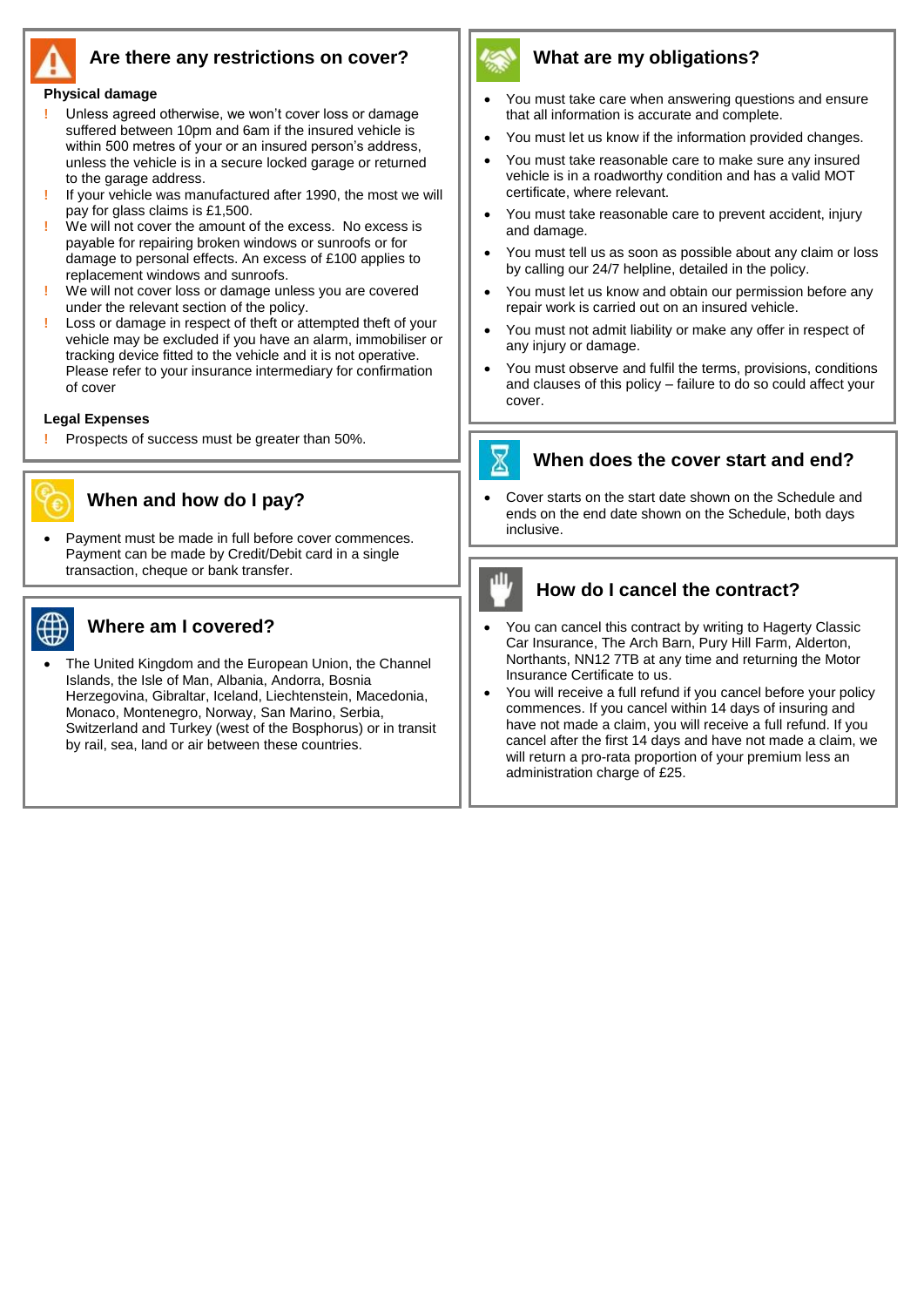## Are there any restrictions on cover?

**Physical damage**

- ! Unless agreed otherwise, we won't cover loss or damage suffered between 10pm and 6am if the insured vehicle is within 500 metres of your or an insured person's address, unless the vehicle is in a secure locked garage or returned to the garage address.
- ! If your vehicle was manufactured after 1990, the most we will pay for glass claims is £1,500.
- ! We will not cover the amount of the excess. No excess is payable for repairing broken windows or sunroofs or for damage to personal effects. An excess of £100 applies to replacement windows and sunroofs.
- ! We will not cover loss or damage unless you are covered under the relevant section of the policy.
- ! Loss or damage in respect of theft or attempted theft of your vehicle may be excluded if you have an alarm, immobiliser or tracking device fitted to the vehicle and it is not operative. Please refer to your insurance intermediary for confirmation of cover

**Legal Expenses**

- ! Prospects of success must be greater than 50%.

## When and how do I pay?

- Payment must be made in full before cover commences. Payment can be made by Credit/Debit card in a single transaction, cheque or bank transfer.

## Where am I covered?

- The United Kingdom and the European Union, the Channel Islands, the Isle of Man, Albania, Andorra, Bosnia Herzegovina, Gibraltar, Iceland, Liechtenstein, Macedonia, Monaco, Montenegro, Norway, San Marino, Serbia, Switzerland and Turkey (west of the Bosphorus) or in transit by rail, sea, land or air between these countries.

## What are my obligations?

- You must take care when answering questions and ensure that all information is accurate and complete.
- You must let us know if the information provided changes.
- You must take reasonable care to make sure any insured vehicle is in a roadworthy condition and has a valid MOT certificate, where relevant.
- You must take reasonable care to prevent accident, injury and damage.
- You must tell us as soon as possible about any claim or loss by calling our 24/7 helpline, detailed in the policy.
- You must let us know and obtain our permission before any repair work is carried out on an insured vehicle.
- You must not admit liability or make any offer in respect of any injury or damage.
- You must observe and fulfil the terms, provisions, conditions and clauses of this policy – failure to do so could affect your cover.

## When does the cover start and end?

- Cover starts on the start date shown on the Schedule and ends on the end date shown on the Schedule, both days inclusive.

## How do I cancel the contract?

- You can cancel this contract by writing to Hagerty Classic Car Insurance, The Arch Barn, Pury Hill Farm, Alderton, Northants, NN12 7TB at any time and returning the Motor Insurance Certificate to us.
- You will receive a full refund if you cancel before your policy commences. If you cancel within 14 days of insuring and have not made a claim, you will receive a full refund. If you cancel after the first 14 days and have not made a claim, we will return a pro-rata proportion of your premium less an administration charge of £25.